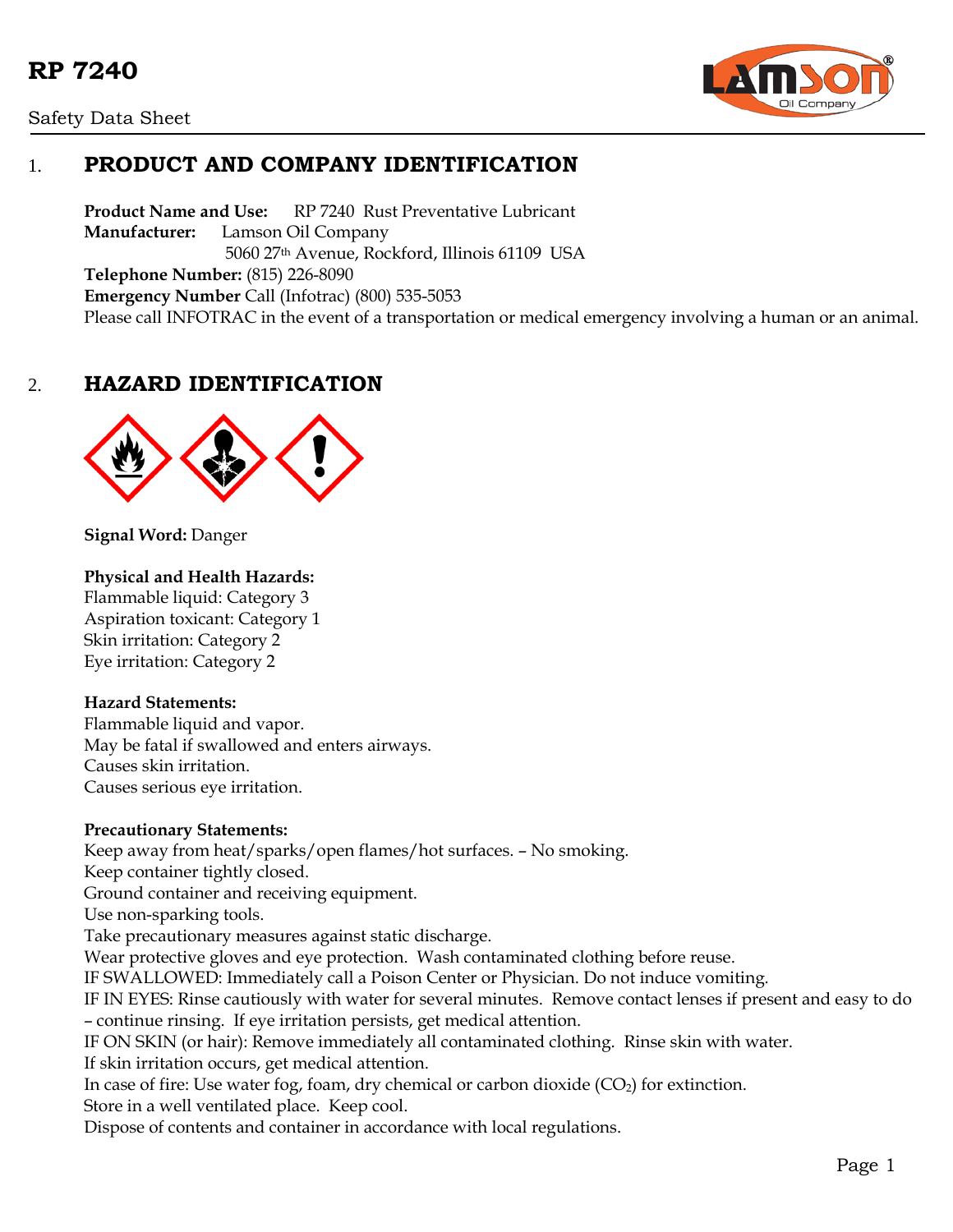# RP 7240

Safety Data Sheet

## 1. PRODUCT AND COMPANY IDENTIFICATION

**Product Name and Use:** RP 7240 Rust Preventative Lubricant
**Manufacturer:** Lamson Oil Company
5060 27th Avenue, Rockford, Illinois 61109 USA
**Telephone Number:** (815) 226-8090
**Emergency Number** Call (Infotrac) (800) 535-5053
Please call INFOTRAC in the event of a transportation or medical emergency involving a human or an animal.

## 2. HAZARD IDENTIFICATION

**Signal Word:** Danger

**Physical and Health Hazards:**
Flammable liquid: Category 3
Aspiration toxicant: Category 1
Skin irritation: Category 2
Eye irritation: Category 2

**Hazard Statements:**
Flammable liquid and vapor.
May be fatal if swallowed and enters airways.
Causes skin irritation.
Causes serious eye irritation.

**Precautionary Statements:**
Keep away from heat/sparks/open flames/hot surfaces. – No smoking.
Keep container tightly closed.
Ground container and receiving equipment.
Use non-sparking tools.
Take precautionary measures against static discharge.
Wear protective gloves and eye protection. Wash contaminated clothing before reuse.
IF SWALLOWED: Immediately call a Poison Center or Physician. Do not induce vomiting.
IF IN EYES: Rinse cautiously with water for several minutes. Remove contact lenses if present and easy to do – continue rinsing. If eye irritation persists, get medical attention.
IF ON SKIN (or hair): Remove immediately all contaminated clothing. Rinse skin with water.
If skin irritation occurs, get medical attention.
In case of fire: Use water fog, foam, dry chemical or carbon dioxide ($CO_2$) for extinction.
Store in a well ventilated place. Keep cool.
Dispose of contents and container in accordance with local regulations.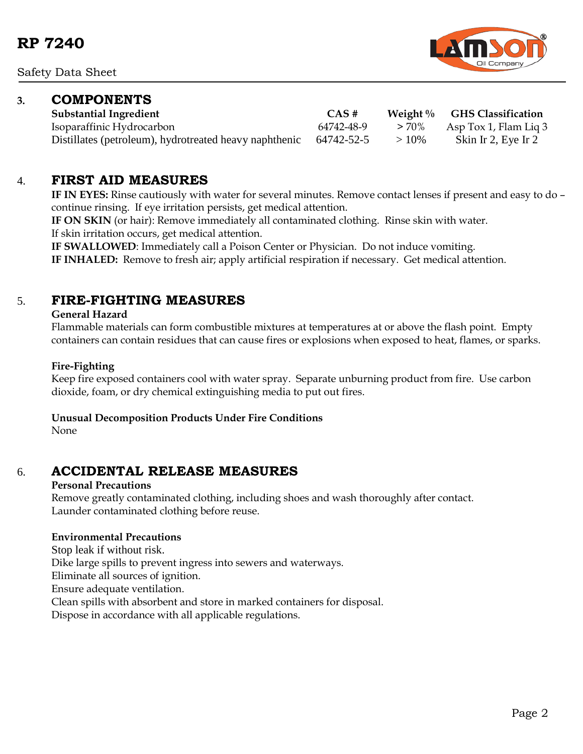## 3. COMPONENTS

| Substantial Ingredient | CAS # | Weight % | GHS Classification |
|---|---|---|---|
| Isoparaffinic Hydrocarbon | 64742-48-9 | > 70% | Asp Tox 1, Flam Liq 3 |
| Distillates (petroleum), hydrotreated heavy naphthenic | 64742-52-5 | > 10% | Skin Ir 2, Eye Ir 2 |

## 4. FIRST AID MEASURES

**IF IN EYES:** Rinse cautiously with water for several minutes. Remove contact lenses if present and easy to do – continue rinsing. If eye irritation persists, get medical attention.
**IF ON SKIN** (or hair): Remove immediately all contaminated clothing. Rinse skin with water.
If skin irritation occurs, get medical attention.
**IF SWALLOWED**: Immediately call a Poison Center or Physician. Do not induce vomiting.
**IF INHALED:** Remove to fresh air; apply artificial respiration if necessary. Get medical attention.

## 5. FIRE-FIGHTING MEASURES

**General Hazard**
Flammable materials can form combustible mixtures at temperatures at or above the flash point. Empty containers can contain residues that can cause fires or explosions when exposed to heat, flames, or sparks.

**Fire-Fighting**
Keep fire exposed containers cool with water spray. Separate unburning product from fire. Use carbon dioxide, foam, or dry chemical extinguishing media to put out fires.

**Unusual Decomposition Products Under Fire Conditions**
None

## 6. ACCIDENTAL RELEASE MEASURES

**Personal Precautions**
Remove greatly contaminated clothing, including shoes and wash thoroughly after contact.
Launder contaminated clothing before reuse.

**Environmental Precautions**
Stop leak if without risk.
Dike large spills to prevent ingress into sewers and waterways.
Eliminate all sources of ignition.
Ensure adequate ventilation.
Clean spills with absorbent and store in marked containers for disposal.
Dispose in accordance with all applicable regulations.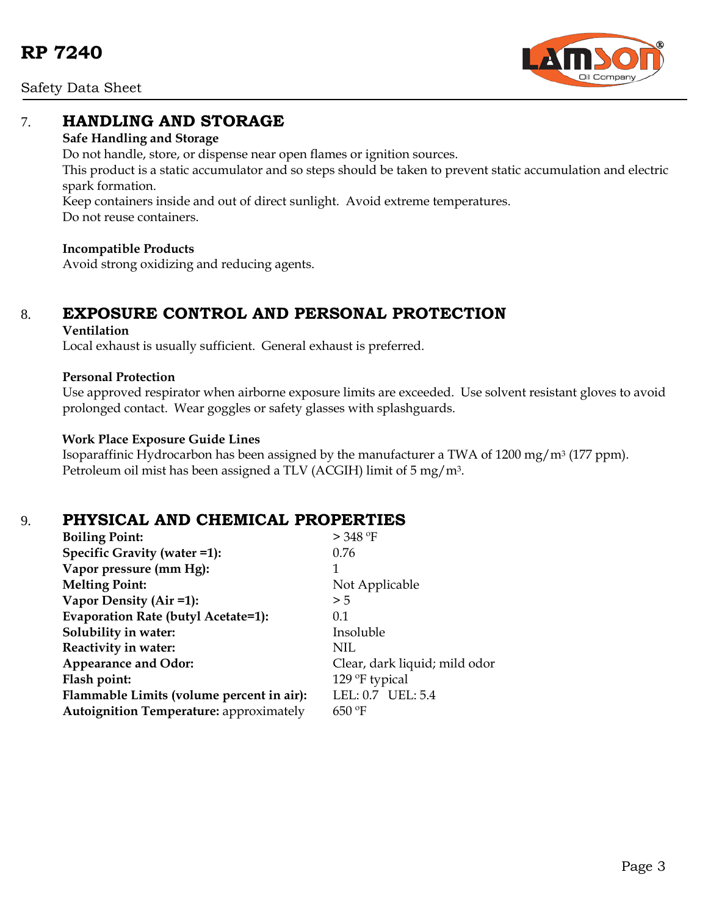## 7. HANDLING AND STORAGE

**Safe Handling and Storage**

Do not handle, store, or dispense near open flames or ignition sources.
This product is a static accumulator and so steps should be taken to prevent static accumulation and electric spark formation.
Keep containers inside and out of direct sunlight. Avoid extreme temperatures.
Do not reuse containers.

**Incompatible Products**

Avoid strong oxidizing and reducing agents.

## 8. EXPOSURE CONTROL AND PERSONAL PROTECTION

**Ventilation**

Local exhaust is usually sufficient. General exhaust is preferred.

**Personal Protection**

Use approved respirator when airborne exposure limits are exceeded. Use solvent resistant gloves to avoid prolonged contact. Wear goggles or safety glasses with splashguards.

**Work Place Exposure Guide Lines**

Isoparaffinic Hydrocarbon has been assigned by the manufacturer a TWA of 1200 $mg/m^3$ (177 ppm).
Petroleum oil mist has been assigned a TLV (ACGIH) limit of 5 $mg/m^3$.

## 9. PHYSICAL AND CHEMICAL PROPERTIES

| | |
|---|---|
| **Boiling Point:** | > 348 °F |
| **Specific Gravity (water =1):** | 0.76 |
| **Vapor pressure (mm Hg):** | 1 |
| **Melting Point:** | Not Applicable |
| **Vapor Density (Air =1):** | > 5 |
| **Evaporation Rate (butyl Acetate=1):** | 0.1 |
| **Solubility in water:** | Insoluble |
| **Reactivity in water:** | NIL |
| **Appearance and Odor:** | Clear, dark liquid; mild odor |
| **Flash point:** | 129 °F typical |
| **Flammable Limits (volume percent in air):** | LEL: 0.7 UEL: 5.4 |
| **Autoignition Temperature:** approximately | 650 °F |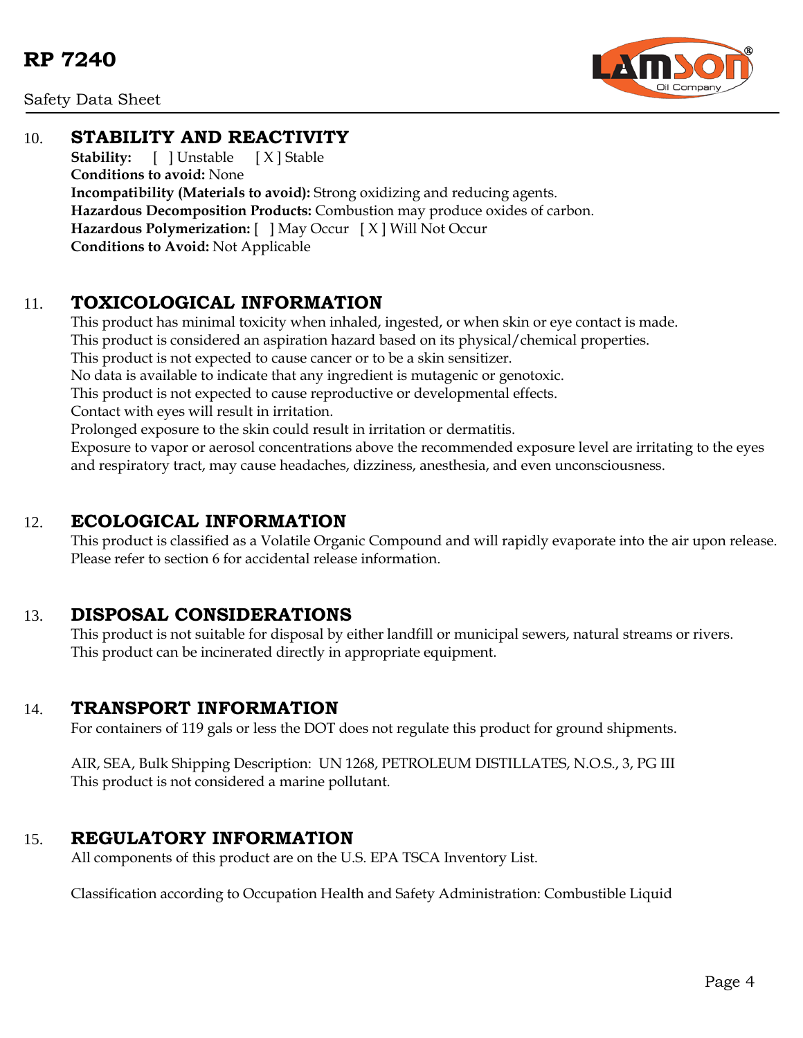## 10. STABILITY AND REACTIVITY

**Stability:** [ ] Unstable [ X ] Stable
**Conditions to avoid:** None
**Incompatibility (Materials to avoid):** Strong oxidizing and reducing agents.
**Hazardous Decomposition Products:** Combustion may produce oxides of carbon.
**Hazardous Polymerization:** [ ] May Occur [ X ] Will Not Occur
**Conditions to Avoid:** Not Applicable

## 11. TOXICOLOGICAL INFORMATION

This product has minimal toxicity when inhaled, ingested, or when skin or eye contact is made.
This product is considered an aspiration hazard based on its physical/chemical properties.
This product is not expected to cause cancer or to be a skin sensitizer.
No data is available to indicate that any ingredient is mutagenic or genotoxic.
This product is not expected to cause reproductive or developmental effects.
Contact with eyes will result in irritation.
Prolonged exposure to the skin could result in irritation or dermatitis.
Exposure to vapor or aerosol concentrations above the recommended exposure level are irritating to the eyes and respiratory tract, may cause headaches, dizziness, anesthesia, and even unconsciousness.

## 12. ECOLOGICAL INFORMATION

This product is classified as a Volatile Organic Compound and will rapidly evaporate into the air upon release. Please refer to section 6 for accidental release information.

## 13. DISPOSAL CONSIDERATIONS

This product is not suitable for disposal by either landfill or municipal sewers, natural streams or rivers. This product can be incinerated directly in appropriate equipment.

## 14. TRANSPORT INFORMATION

For containers of 119 gals or less the DOT does not regulate this product for ground shipments.

AIR, SEA, Bulk Shipping Description: UN 1268, PETROLEUM DISTILLATES, N.O.S., 3, PG III
This product is not considered a marine pollutant.

## 15. REGULATORY INFORMATION

All components of this product are on the U.S. EPA TSCA Inventory List.

Classification according to Occupation Health and Safety Administration: Combustible Liquid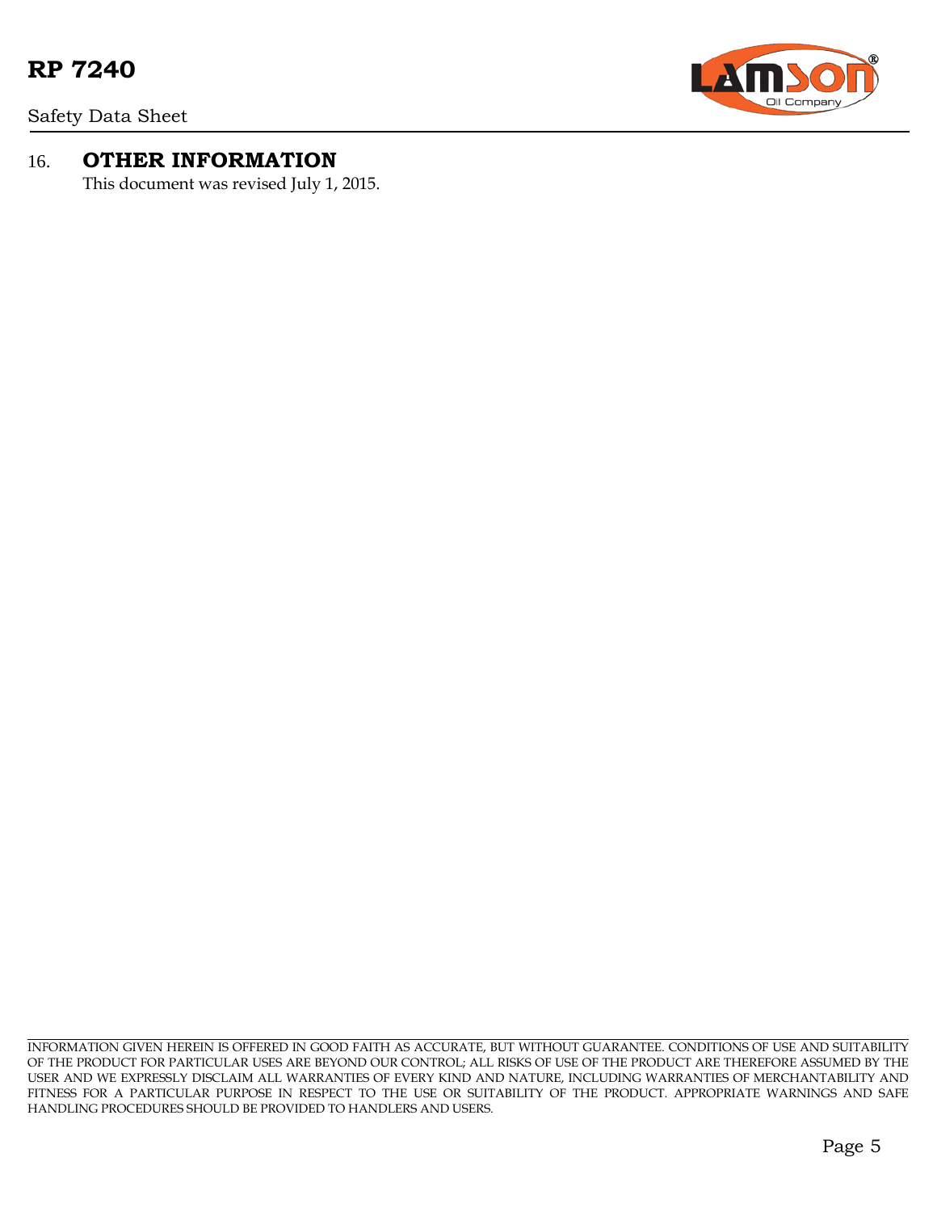## 16. OTHER INFORMATION

This document was revised July 1, 2015.

INFORMATION GIVEN HEREIN IS OFFERED IN GOOD FAITH AS ACCURATE, BUT WITHOUT GUARANTEE. CONDITIONS OF USE AND SUITABILITY OF THE PRODUCT FOR PARTICULAR USES ARE BEYOND OUR CONTROL; ALL RISKS OF USE OF THE PRODUCT ARE THEREFORE ASSUMED BY THE USER AND WE EXPRESSLY DISCLAIM ALL WARRANTIES OF EVERY KIND AND NATURE, INCLUDING WARRANTIES OF MERCHANTABILITY AND FITNESS FOR A PARTICULAR PURPOSE IN RESPECT TO THE USE OR SUITABILITY OF THE PRODUCT. APPROPRIATE WARNINGS AND SAFE HANDLING PROCEDURES SHOULD BE PROVIDED TO HANDLERS AND USERS.